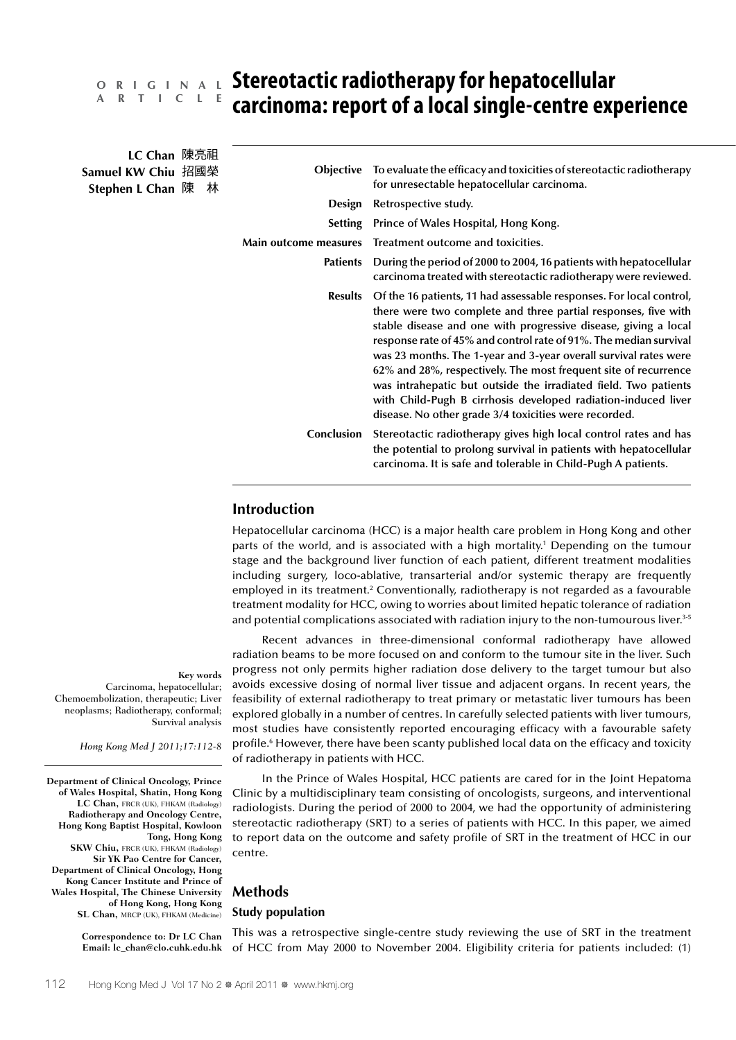ORIGINAL ARTICLE

# Stereotactic radiotherapy for hepatocellular carcinoma: report of a local single-centre experience

**LC Chan** 陳亮祖
**Samuel KW Chiu** 招國榮
**Stephen L Chan** 陳 林

**Objective** To evaluate the efficacy and toxicities of stereotactic radiotherapy for unresectable hepatocellular carcinoma.

**Design** Retrospective study.

**Setting** Prince of Wales Hospital, Hong Kong.

**Main outcome measures** Treatment outcome and toxicities.

**Patients** During the period of 2000 to 2004, 16 patients with hepatocellular carcinoma treated with stereotactic radiotherapy were reviewed.

**Results** Of the 16 patients, 11 had assessable responses. For local control, there were two complete and three partial responses, five with stable disease and one with progressive disease, giving a local response rate of 45% and control rate of 91%. The median survival was 23 months. The 1-year and 3-year overall survival rates were 62% and 28%, respectively. The most frequent site of recurrence was intrahepatic but outside the irradiated field. Two patients with Child-Pugh B cirrhosis developed radiation-induced liver disease. No other grade 3/4 toxicities were recorded.

**Conclusion** Stereotactic radiotherapy gives high local control rates and has the potential to prolong survival in patients with hepatocellular carcinoma. It is safe and tolerable in Child-Pugh A patients.

**Key words**
Carcinoma, hepatocellular; Chemoembolization, therapeutic; Liver neoplasms; Radiotherapy, conformal; Survival analysis

*Hong Kong Med J 2011;17:112-8*

**Department of Clinical Oncology, Prince of Wales Hospital, Shatin, Hong Kong**
**LC Chan,** FRCR (UK), FHKAM (Radiology)
**Radiotherapy and Oncology Centre, Hong Kong Baptist Hospital, Kowloon Tong, Hong Kong**
**SKW Chiu,** FRCR (UK), FHKAM (Radiology)
**Sir YK Pao Centre for Cancer, Department of Clinical Oncology, Hong Kong Cancer Institute and Prince of Wales Hospital, The Chinese University of Hong Kong, Hong Kong**
**SL Chan,** MRCP (UK), FHKAM (Medicine)

**Correspondence to: Dr LC Chan**
**Email: lc_chan@clo.cuhk.edu.hk**

## Introduction

Hepatocellular carcinoma (HCC) is a major health care problem in Hong Kong and other parts of the world, and is associated with a high mortality.[1] Depending on the tumour stage and the background liver function of each patient, different treatment modalities including surgery, loco-ablative, transarterial and/or systemic therapy are frequently employed in its treatment.[2] Conventionally, radiotherapy is not regarded as a favourable treatment modality for HCC, owing to worries about limited hepatic tolerance of radiation and potential complications associated with radiation injury to the non-tumourous liver.[3-5]

Recent advances in three-dimensional conformal radiotherapy have allowed radiation beams to be more focused on and conform to the tumour site in the liver. Such progress not only permits higher radiation dose delivery to the target tumour but also avoids excessive dosing of normal liver tissue and adjacent organs. In recent years, the feasibility of external radiotherapy to treat primary or metastatic liver tumours has been explored globally in a number of centres. In carefully selected patients with liver tumours, most studies have consistently reported encouraging efficacy with a favourable safety profile.[6] However, there have been scanty published local data on the efficacy and toxicity of radiotherapy in patients with HCC.

In the Prince of Wales Hospital, HCC patients are cared for in the Joint Hepatoma Clinic by a multidisciplinary team consisting of oncologists, surgeons, and interventional radiologists. During the period of 2000 to 2004, we had the opportunity of administering stereotactic radiotherapy (SRT) to a series of patients with HCC. In this paper, we aimed to report data on the outcome and safety profile of SRT in the treatment of HCC in our centre.

## Methods

### Study population

This was a retrospective single-centre study reviewing the use of SRT in the treatment of HCC from May 2000 to November 2004. Eligibility criteria for patients included: (1)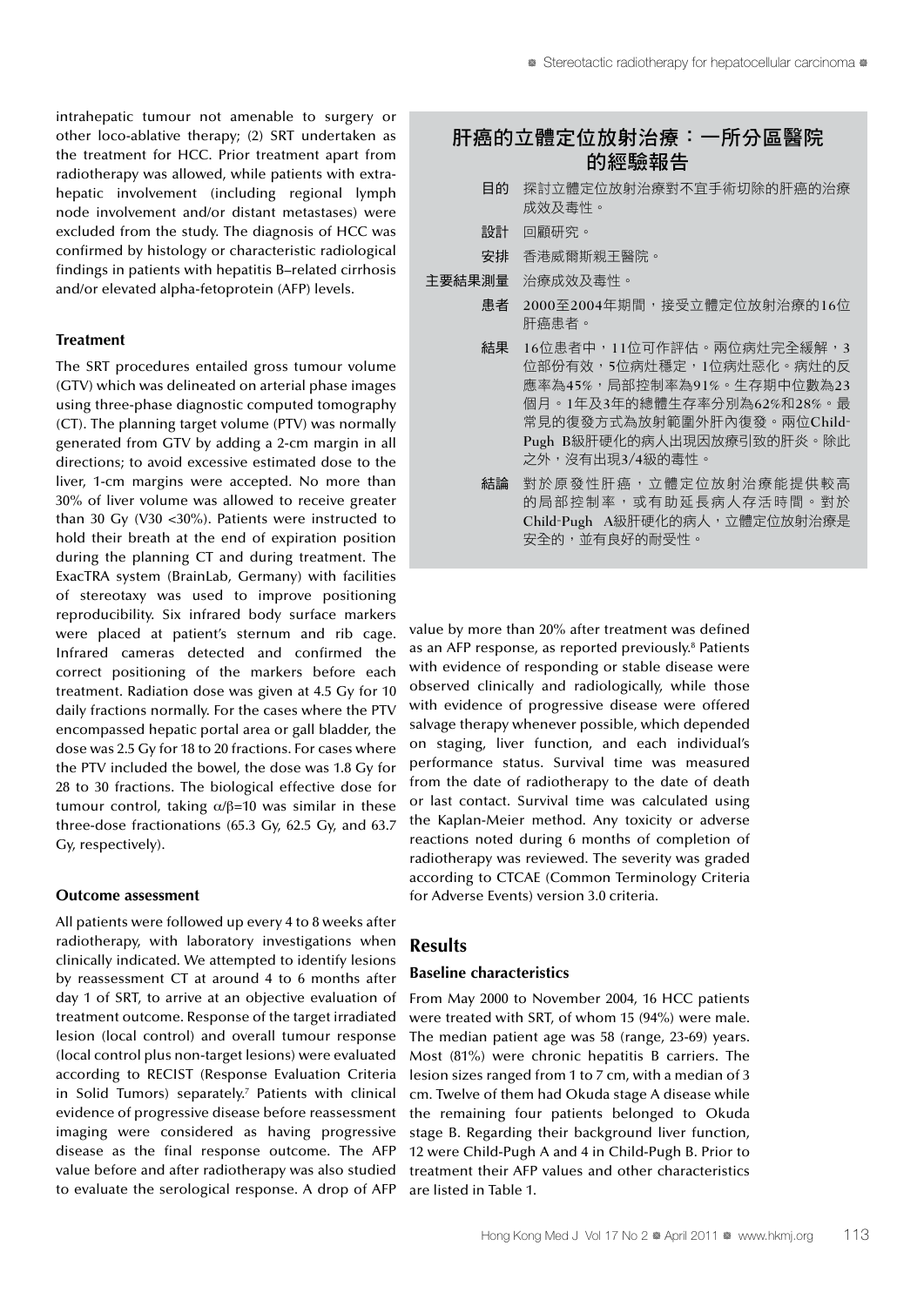intrahepatic tumour not amenable to surgery or other loco-ablative therapy; (2) SRT undertaken as the treatment for HCC. Prior treatment apart from radiotherapy was allowed, while patients with extrahepatic involvement (including regional lymph node involvement and/or distant metastases) were excluded from the study. The diagnosis of HCC was confirmed by histology or characteristic radiological findings in patients with hepatitis B–related cirrhosis and/or elevated alpha-fetoprotein (AFP) levels.

### Treatment

The SRT procedures entailed gross tumour volume (GTV) which was delineated on arterial phase images using three-phase diagnostic computed tomography (CT). The planning target volume (PTV) was normally generated from GTV by adding a 2-cm margin in all directions; to avoid excessive estimated dose to the liver, 1-cm margins were accepted. No more than 30% of liver volume was allowed to receive greater than 30 Gy (V30 <30%). Patients were instructed to hold their breath at the end of expiration position during the planning CT and during treatment. The ExacTRA system (BrainLab, Germany) with facilities of stereotaxy was used to improve positioning reproducibility. Six infrared body surface markers were placed at patient's sternum and rib cage. Infrared cameras detected and confirmed the correct positioning of the markers before each treatment. Radiation dose was given at 4.5 Gy for 10 daily fractions normally. For the cases where the PTV encompassed hepatic portal area or gall bladder, the dose was 2.5 Gy for 18 to 20 fractions. For cases where the PTV included the bowel, the dose was 1.8 Gy for 28 to 30 fractions. The biological effective dose for tumour control, taking $\alpha/\beta=10$ was similar in these three-dose fractionations (65.3 Gy, 62.5 Gy, and 63.7 Gy, respectively).

### Outcome assessment

All patients were followed up every 4 to 8 weeks after radiotherapy, with laboratory investigations when clinically indicated. We attempted to identify lesions by reassessment CT at around 4 to 6 months after day 1 of SRT, to arrive at an objective evaluation of treatment outcome. Response of the target irradiated lesion (local control) and overall tumour response (local control plus non-target lesions) were evaluated according to RECIST (Response Evaluation Criteria in Solid Tumors) separately.[7] Patients with clinical evidence of progressive disease before reassessment imaging were considered as having progressive disease as the final response outcome. The AFP value before and after radiotherapy was also studied to evaluate the serological response. A drop of AFP value by more than 20% after treatment was defined as an AFP response, as reported previously.[8] Patients with evidence of responding or stable disease were observed clinically and radiologically, while those with evidence of progressive disease were offered salvage therapy whenever possible, which depended on staging, liver function, and each individual's performance status. Survival time was measured from the date of radiotherapy to the date of death or last contact. Survival time was calculated using the Kaplan-Meier method. Any toxicity or adverse reactions noted during 6 months of completion of radiotherapy was reviewed. The severity was graded according to CTCAE (Common Terminology Criteria for Adverse Events) version 3.0 criteria.

## 肝癌的立體定位放射治療：一所分區醫院的經驗報告

**目的** 探討立體定位放射治療對不宜手術切除的肝癌的治療成效及毒性。

**設計** 回顧研究。

**安排** 香港威爾斯親王醫院。

**主要結果測量** 治療成效及毒性。

**患者** 2000至2004年期間，接受立體定位放射治療的16位肝癌患者。

**結果** 16位患者中，11位可作評估。兩位病灶完全緩解，3位部份有效，5位病灶穩定，1位病灶惡化。病灶的反應率為45%，局部控制率為91%。生存期中位數為23個月。1年及3年的總體生存率分別為62%和28%。最常見的復發方式為放射範圍外肝內復發。兩位Child-Pugh B級肝硬化的病人出現因放療引致的肝炎。除此之外，沒有出現3/4級的毒性。

**結論** 對於原發性肝癌，立體定位放射治療能提供較高的局部控制率，或有助延長病人存活時間。對於Child-Pugh A級肝硬化的病人，立體定位放射治療是安全的，並有良好的耐受性。

## Results

### Baseline characteristics

From May 2000 to November 2004, 16 HCC patients were treated with SRT, of whom 15 (94%) were male. The median patient age was 58 (range, 23-69) years. Most (81%) were chronic hepatitis B carriers. The lesion sizes ranged from 1 to 7 cm, with a median of 3 cm. Twelve of them had Okuda stage A disease while the remaining four patients belonged to Okuda stage B. Regarding their background liver function, 12 were Child-Pugh A and 4 in Child-Pugh B. Prior to treatment their AFP values and other characteristics are listed in Table 1.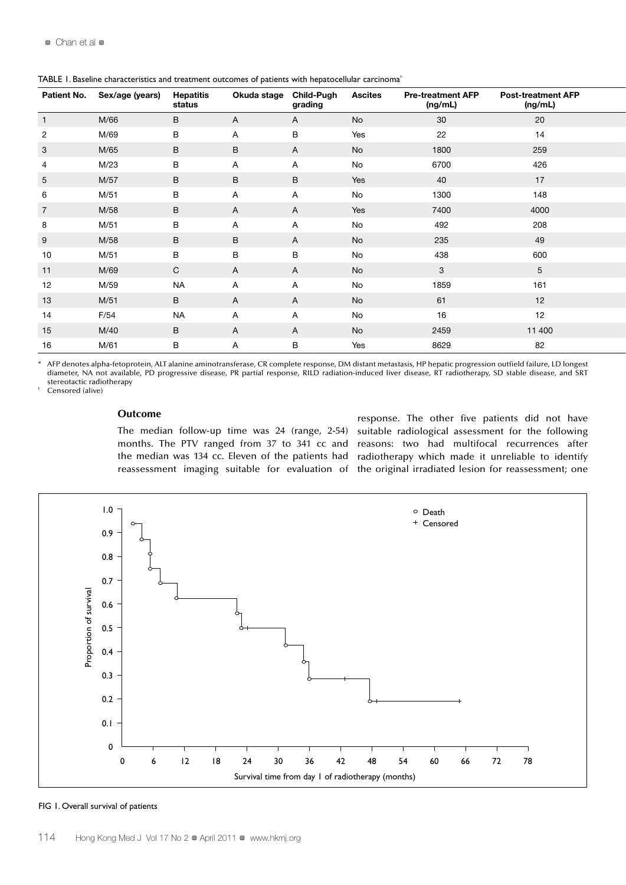TABLE 1. Baseline characteristics and treatment outcomes of patients with hepatocellular carcinoma*

| Patient No. | Sex/age (years) | Hepatitis status | Okuda stage | Child-Pugh grading | Ascites | Pre-treatment AFP (ng/mL) | Post-treatment AFP (ng/mL) |
|---|---|---|---|---|---|---|---|
| 1 | M/66 | B | A | A | No | 30 | 20 |
| 2 | M/69 | B | A | B | Yes | 22 | 14 |
| 3 | M/65 | B | B | A | No | 1800 | 259 |
| 4 | M/23 | B | A | A | No | 6700 | 426 |
| 5 | M/57 | B | B | B | Yes | 40 | 17 |
| 6 | M/51 | B | A | A | No | 1300 | 148 |
| 7 | M/58 | B | A | A | Yes | 7400 | 4000 |
| 8 | M/51 | B | A | A | No | 492 | 208 |
| 9 | M/58 | B | B | A | No | 235 | 49 |
| 10 | M/51 | B | B | B | No | 438 | 600 |
| 11 | M/69 | C | A | A | No | 3 | 5 |
| 12 | M/59 | NA | A | A | No | 1859 | 161 |
| 13 | M/51 | B | A | A | No | 61 | 12 |
| 14 | F/54 | NA | A | A | No | 16 | 12 |
| 15 | M/40 | B | A | A | No | 2459 | 11 400 |
| 16 | M/61 | B | A | B | Yes | 8629 | 82 |

\* AFP denotes alpha-fetoprotein, ALT alanine aminotransferase, CR complete response, DM distant metastasis, HP hepatic progression outfield failure, LD longest diameter, NA not available, PD progressive disease, PR partial response, RILD radiation-induced liver disease, RT radiotherapy, SD stable disease, and SRT stereotactic radiotherapy

† Censored (alive)

### Outcome

The median follow-up time was 24 (range, 2-54) months. The PTV ranged from 37 to 341 cc and the median was 134 cc. Eleven of the patients had reassessment imaging suitable for evaluation of response. The other five patients did not have suitable radiological assessment for the following reasons: two had multifocal recurrences after radiotherapy which made it unreliable to identify the original irradiated lesion for reassessment; one

FIG 1. Overall survival of patients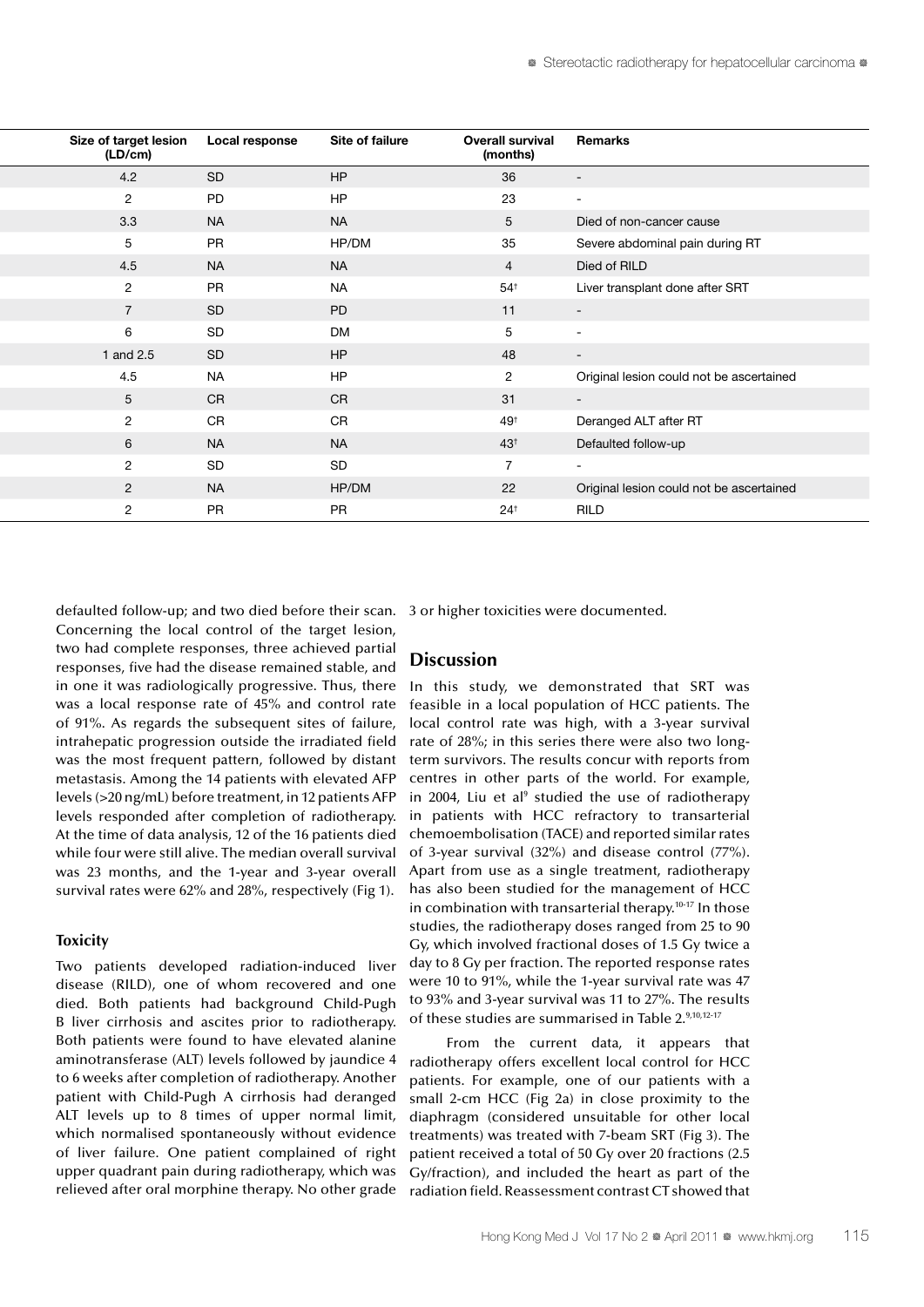| Size of target lesion (LD/cm) | Local response | Site of failure | Overall survival (months) | Remarks |
|---|---|---|---|---|
| 4.2 | SD | HP | 36 | - |
| 2 | PD | HP | 23 | - |
| 3.3 | NA | NA | 5 | Died of non-cancer cause |
| 5 | PR | HP/DM | 35 | Severe abdominal pain during RT |
| 4.5 | NA | NA | 4 | Died of RILD |
| 2 | PR | NA | 54† | Liver transplant done after SRT |
| 7 | SD | PD | 11 | - |
| 6 | SD | DM | 5 | - |
| 1 and 2.5 | SD | HP | 48 | - |
| 4.5 | NA | HP | 2 | Original lesion could not be ascertained |
| 5 | CR | CR | 31 | - |
| 2 | CR | CR | 49† | Deranged ALT after RT |
| 6 | NA | NA | 43† | Defaulted follow-up |
| 2 | SD | SD | 7 | - |
| 2 | NA | HP/DM | 22 | Original lesion could not be ascertained |
| 2 | PR | PR | 24† | RILD |

defaulted follow-up; and two died before their scan. Concerning the local control of the target lesion, two had complete responses, three achieved partial responses, five had the disease remained stable, and in one it was radiologically progressive. Thus, there was a local response rate of 45% and control rate of 91%. As regards the subsequent sites of failure, intrahepatic progression outside the irradiated field was the most frequent pattern, followed by distant metastasis. Among the 14 patients with elevated AFP levels (>20 ng/mL) before treatment, in 12 patients AFP levels responded after completion of radiotherapy. At the time of data analysis, 12 of the 16 patients died while four were still alive. The median overall survival was 23 months, and the 1-year and 3-year overall survival rates were 62% and 28%, respectively (Fig 1).

### Toxicity

Two patients developed radiation-induced liver disease (RILD), one of whom recovered and one died. Both patients had background Child-Pugh B liver cirrhosis and ascites prior to radiotherapy. Both patients were found to have elevated alanine aminotransferase (ALT) levels followed by jaundice 4 to 6 weeks after completion of radiotherapy. Another patient with Child-Pugh A cirrhosis had deranged ALT levels up to 8 times of upper normal limit, which normalised spontaneously without evidence of liver failure. One patient complained of right upper quadrant pain during radiotherapy, which was relieved after oral morphine therapy. No other grade 3 or higher toxicities were documented.

## Discussion

In this study, we demonstrated that SRT was feasible in a local population of HCC patients. The local control rate was high, with a 3-year survival rate of 28%; in this series there were also two long-term survivors. The results concur with reports from centres in other parts of the world. For example, in 2004, Liu et al[9] studied the use of radiotherapy in patients with HCC refractory to transarterial chemoembolisation (TACE) and reported similar rates of 3-year survival (32%) and disease control (77%). Apart from use as a single treatment, radiotherapy has also been studied for the management of HCC in combination with transarterial therapy.[10-17] In those studies, the radiotherapy doses ranged from 25 to 90 Gy, which involved fractional doses of 1.5 Gy twice a day to 8 Gy per fraction. The reported response rates were 10 to 91%, while the 1-year survival rate was 47 to 93% and 3-year survival was 11 to 27%. The results of these studies are summarised in Table 2.[9,10,12-17]

From the current data, it appears that radiotherapy offers excellent local control for HCC patients. For example, one of our patients with a small 2-cm HCC (Fig 2a) in close proximity to the diaphragm (considered unsuitable for other local treatments) was treated with 7-beam SRT (Fig 3). The patient received a total of 50 Gy over 20 fractions (2.5 Gy/fraction), and included the heart as part of the radiation field. Reassessment contrast CT showed that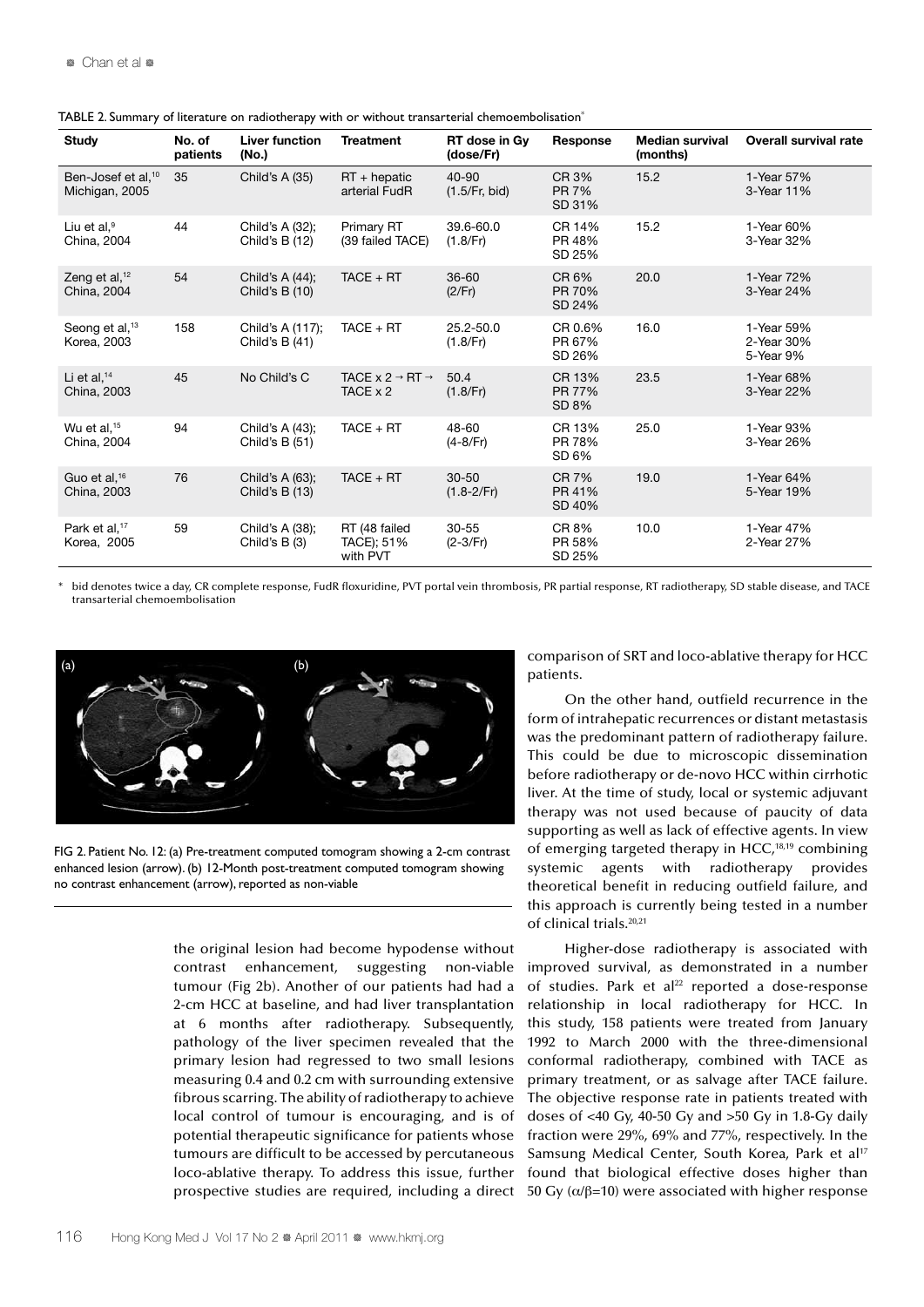TABLE 2. Summary of literature on radiotherapy with or without transarterial chemoembolisation*

| Study | No. of patients | Liver function (No.) | Treatment | RT dose in Gy (dose/Fr) | Response | Median survival (months) | Overall survival rate |
|---|---|---|---|---|---|---|---|
| Ben-Josef et al,[10] Michigan, 2005 | 35 | Child's A (35) | RT + hepatic arterial FudR | 40-90 (1.5/Fr, bid) | CR 3% PR 7% SD 31% | 15.2 | 1-Year 57% 3-Year 11% |
| Liu et al,[9] China, 2004 | 44 | Child's A (32); Child's B (12) | Primary RT (39 failed TACE) | 39.6-60.0 (1.8/Fr) | CR 14% PR 48% SD 25% | 15.2 | 1-Year 60% 3-Year 32% |
| Zeng et al,[12] China, 2004 | 54 | Child's A (44); Child's B (10) | TACE + RT | 36-60 (2/Fr) | CR 6% PR 70% SD 24% | 20.0 | 1-Year 72% 3-Year 24% |
| Seong et al,[13] Korea, 2003 | 158 | Child's A (117); Child's B (41) | TACE + RT | 25.2-50.0 (1.8/Fr) | CR 0.6% PR 67% SD 26% | 16.0 | 1-Year 59% 2-Year 30% 5-Year 9% |
| Li et al,[14] China, 2003 | 45 | No Child's C | TACE x 2 → RT → TACE x 2 | 50.4 (1.8/Fr) | CR 13% PR 77% SD 8% | 23.5 | 1-Year 68% 3-Year 22% |
| Wu et al,[15] China, 2004 | 94 | Child's A (43); Child's B (51) | TACE + RT | 48-60 (4-8/Fr) | CR 13% PR 78% SD 6% | 25.0 | 1-Year 93% 3-Year 26% |
| Guo et al,[16] China, 2003 | 76 | Child's A (63); Child's B (13) | TACE + RT | 30-50 (1.8-2/Fr) | CR 7% PR 41% SD 40% | 19.0 | 1-Year 64% 5-Year 19% |
| Park et al,[17] Korea, 2005 | 59 | Child's A (38); Child's B (3) | RT (48 failed TACE); 51% with PVT | 30-55 (2-3/Fr) | CR 8% PR 58% SD 25% | 10.0 | 1-Year 47% 2-Year 27% |

\* bid denotes twice a day, CR complete response, FudR floxuridine, PVT portal vein thrombosis, PR partial response, RT radiotherapy, SD stable disease, and TACE transarterial chemoembolisation

FIG 2. Patient No. 12: (a) Pre-treatment computed tomogram showing a 2-cm contrast enhanced lesion (arrow). (b) 12-Month post-treatment computed tomogram showing no contrast enhancement (arrow), reported as non-viable

the original lesion had become hypodense without contrast enhancement, suggesting non-viable tumour (Fig 2b). Another of our patients had had a 2-cm HCC at baseline, and had liver transplantation at 6 months after radiotherapy. Subsequently, pathology of the liver specimen revealed that the primary lesion had regressed to two small lesions measuring 0.4 and 0.2 cm with surrounding extensive fibrous scarring. The ability of radiotherapy to achieve local control of tumour is encouraging, and is of potential therapeutic significance for patients whose tumours are difficult to be accessed by percutaneous loco-ablative therapy. To address this issue, further prospective studies are required, including a direct comparison of SRT and loco-ablative therapy for HCC patients.

On the other hand, outfield recurrence in the form of intrahepatic recurrences or distant metastasis was the predominant pattern of radiotherapy failure. This could be due to microscopic dissemination before radiotherapy or de-novo HCC within cirrhotic liver. At the time of study, local or systemic adjuvant therapy was not used because of paucity of data supporting as well as lack of effective agents. In view of emerging targeted therapy in HCC,[18,19] combining systemic agents with radiotherapy provides theoretical benefit in reducing outfield failure, and this approach is currently being tested in a number of clinical trials.[20,21]

Higher-dose radiotherapy is associated with improved survival, as demonstrated in a number of studies. Park et al[22] reported a dose-response relationship in local radiotherapy for HCC. In this study, 158 patients were treated from January 1992 to March 2000 with the three-dimensional conformal radiotherapy, combined with TACE as primary treatment, or as salvage after TACE failure. The objective response rate in patients treated with doses of <40 Gy, 40-50 Gy and >50 Gy in 1.8-Gy daily fraction were 29%, 69% and 77%, respectively. In the Samsung Medical Center, South Korea, Park et al[17] found that biological effective doses higher than 50 Gy ($\alpha/\beta$=10) were associated with higher response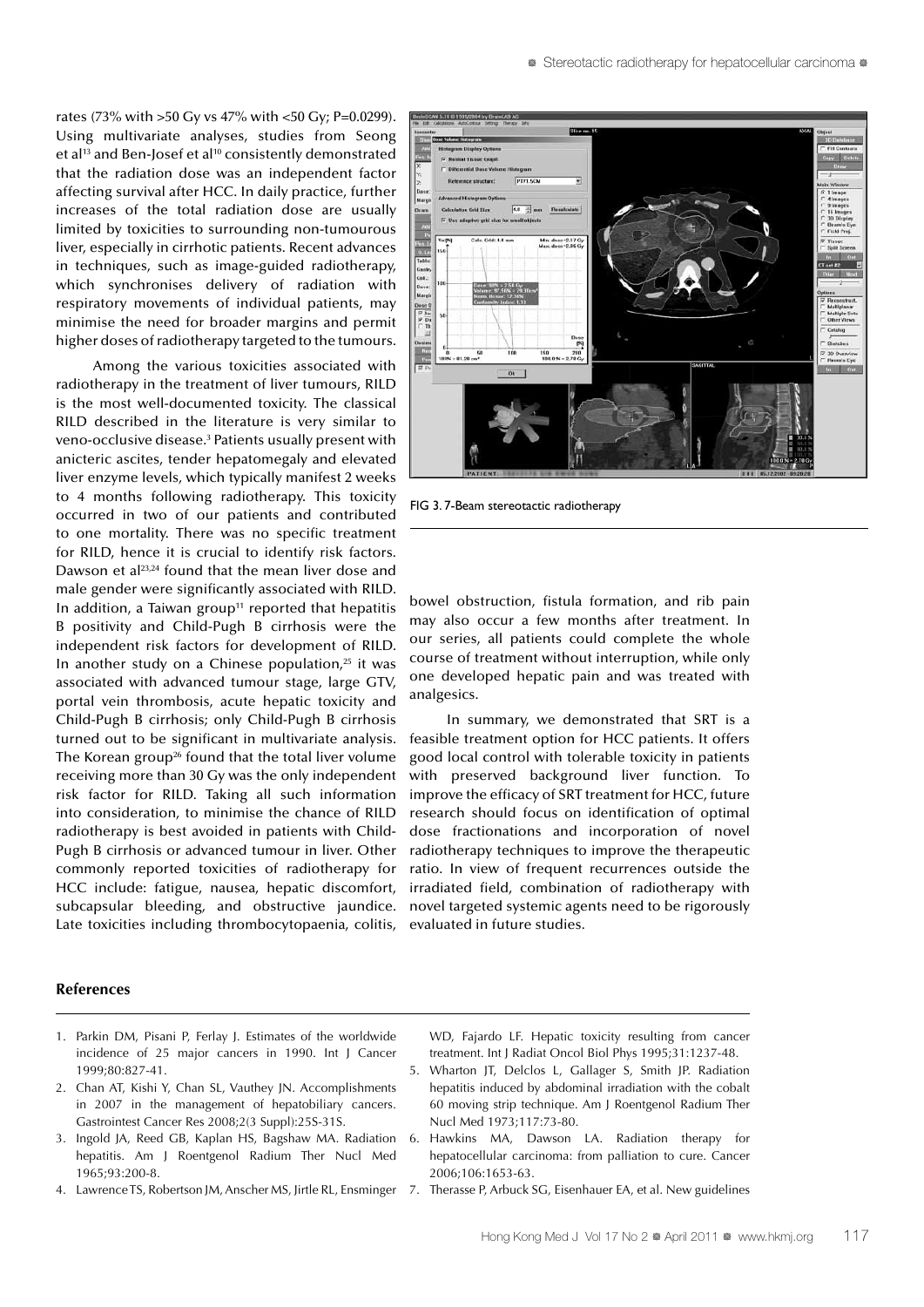rates (73% with >50 Gy vs 47% with <50 Gy; P=0.0299). Using multivariate analyses, studies from Seong et al[13] and Ben-Josef et al[10] consistently demonstrated that the radiation dose was an independent factor affecting survival after HCC. In daily practice, further increases of the total radiation dose are usually limited by toxicities to surrounding non-tumourous liver, especially in cirrhotic patients. Recent advances in techniques, such as image-guided radiotherapy, which synchronises delivery of radiation with respiratory movements of individual patients, may minimise the need for broader margins and permit higher doses of radiotherapy targeted to the tumours.

Among the various toxicities associated with radiotherapy in the treatment of liver tumours, RILD is the most well-documented toxicity. The classical RILD described in the literature is very similar to veno-occlusive disease.[3] Patients usually present with anicteric ascites, tender hepatomegaly and elevated liver enzyme levels, which typically manifest 2 weeks to 4 months following radiotherapy. This toxicity occurred in two of our patients and contributed to one mortality. There was no specific treatment for RILD, hence it is crucial to identify risk factors. Dawson et al[23,24] found that the mean liver dose and male gender were significantly associated with RILD. In addition, a Taiwan group[11] reported that hepatitis B positivity and Child-Pugh B cirrhosis were the independent risk factors for development of RILD. In another study on a Chinese population,[25] it was associated with advanced tumour stage, large GTV, portal vein thrombosis, acute hepatic toxicity and Child-Pugh B cirrhosis; only Child-Pugh B cirrhosis turned out to be significant in multivariate analysis. The Korean group[26] found that the total liver volume receiving more than 30 Gy was the only independent risk factor for RILD. Taking all such information into consideration, to minimise the chance of RILD radiotherapy is best avoided in patients with Child-Pugh B cirrhosis or advanced tumour in liver. Other commonly reported toxicities of radiotherapy for HCC include: fatigue, nausea, hepatic discomfort, subcapsular bleeding, and obstructive jaundice. Late toxicities including thrombocytopaenia, colitis, bowel obstruction, fistula formation, and rib pain may also occur a few months after treatment. In our series, all patients could complete the whole course of treatment without interruption, while only one developed hepatic pain and was treated with analgesics.

FIG 3. 7-Beam stereotactic radiotherapy

In summary, we demonstrated that SRT is a feasible treatment option for HCC patients. It offers good local control with tolerable toxicity in patients with preserved background liver function. To improve the efficacy of SRT treatment for HCC, future research should focus on identification of optimal dose fractionations and incorporation of novel radiotherapy techniques to improve the therapeutic ratio. In view of frequent recurrences outside the irradiated field, combination of radiotherapy with novel targeted systemic agents need to be rigorously evaluated in future studies.

## References

1. Parkin DM, Pisani P, Ferlay J. Estimates of the worldwide incidence of 25 major cancers in 1990. Int J Cancer 1999;80:827-41.
2. Chan AT, Kishi Y, Chan SL, Vauthey JN. Accomplishments in 2007 in the management of hepatobiliary cancers. Gastrointest Cancer Res 2008;2(3 Suppl):25S-31S.
3. Ingold JA, Reed GB, Kaplan HS, Bagshaw MA. Radiation hepatitis. Am J Roentgenol Radium Ther Nucl Med 1965;93:200-8.
4. Lawrence TS, Robertson JM, Anscher MS, Jirtle RL, Ensminger WD, Fajardo LF. Hepatic toxicity resulting from cancer treatment. Int J Radiat Oncol Biol Phys 1995;31:1237-48.
5. Wharton JT, Delclos L, Gallager S, Smith JP. Radiation hepatitis induced by abdominal irradiation with the cobalt 60 moving strip technique. Am J Roentgenol Radium Ther Nucl Med 1973;117:73-80.
6. Hawkins MA, Dawson LA. Radiation therapy for hepatocellular carcinoma: from palliation to cure. Cancer 2006;106:1653-63.
7. Therasse P, Arbuck SG, Eisenhauer EA, et al. New guidelines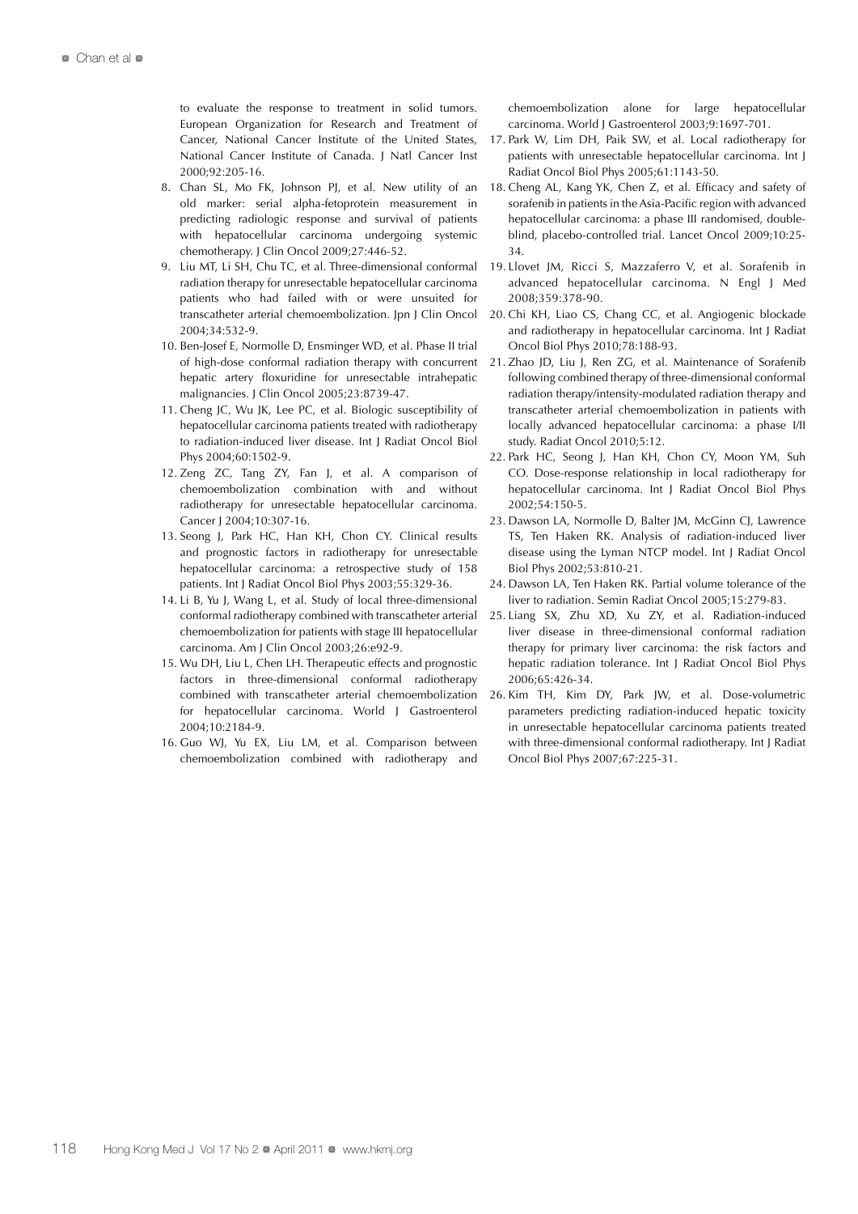to evaluate the response to treatment in solid tumors. European Organization for Research and Treatment of Cancer, National Cancer Institute of the United States, National Cancer Institute of Canada. J Natl Cancer Inst 2000;92:205-16.

8. Chan SL, Mo FK, Johnson PJ, et al. New utility of an old marker: serial alpha-fetoprotein measurement in predicting radiologic response and survival of patients with hepatocellular carcinoma undergoing systemic chemotherapy. J Clin Oncol 2009;27:446-52.
9. Liu MT, Li SH, Chu TC, et al. Three-dimensional conformal radiation therapy for unresectable hepatocellular carcinoma patients who had failed with or were unsuited for transcatheter arterial chemoembolization. Jpn J Clin Oncol 2004;34:532-9.
10. Ben-Josef E, Normolle D, Ensminger WD, et al. Phase II trial of high-dose conformal radiation therapy with concurrent hepatic artery floxuridine for unresectable intrahepatic malignancies. J Clin Oncol 2005;23:8739-47.
11. Cheng JC, Wu JK, Lee PC, et al. Biologic susceptibility of hepatocellular carcinoma patients treated with radiotherapy to radiation-induced liver disease. Int J Radiat Oncol Biol Phys 2004;60:1502-9.
12. Zeng ZC, Tang ZY, Fan J, et al. A comparison of chemoembolization combination with and without radiotherapy for unresectable hepatocellular carcinoma. Cancer J 2004;10:307-16.
13. Seong J, Park HC, Han KH, Chon CY. Clinical results and prognostic factors in radiotherapy for unresectable hepatocellular carcinoma: a retrospective study of 158 patients. Int J Radiat Oncol Biol Phys 2003;55:329-36.
14. Li B, Yu J, Wang L, et al. Study of local three-dimensional conformal radiotherapy combined with transcatheter arterial chemoembolization for patients with stage III hepatocellular carcinoma. Am J Clin Oncol 2003;26:e92-9.
15. Wu DH, Liu L, Chen LH. Therapeutic effects and prognostic factors in three-dimensional conformal radiotherapy combined with transcatheter arterial chemoembolization for hepatocellular carcinoma. World J Gastroenterol 2004;10:2184-9.
16. Guo WJ, Yu EX, Liu LM, et al. Comparison between chemoembolization combined with radiotherapy and chemoembolization alone for large hepatocellular carcinoma. World J Gastroenterol 2003;9:1697-701.
17. Park W, Lim DH, Paik SW, et al. Local radiotherapy for patients with unresectable hepatocellular carcinoma. Int J Radiat Oncol Biol Phys 2005;61:1143-50.
18. Cheng AL, Kang YK, Chen Z, et al. Efficacy and safety of sorafenib in patients in the Asia-Pacific region with advanced hepatocellular carcinoma: a phase III randomised, double-blind, placebo-controlled trial. Lancet Oncol 2009;10:25-34.
19. Llovet JM, Ricci S, Mazzaferro V, et al. Sorafenib in advanced hepatocellular carcinoma. N Engl J Med 2008;359:378-90.
20. Chi KH, Liao CS, Chang CC, et al. Angiogenic blockade and radiotherapy in hepatocellular carcinoma. Int J Radiat Oncol Biol Phys 2010;78:188-93.
21. Zhao JD, Liu J, Ren ZG, et al. Maintenance of Sorafenib following combined therapy of three-dimensional conformal radiation therapy/intensity-modulated radiation therapy and transcatheter arterial chemoembolization in patients with locally advanced hepatocellular carcinoma: a phase I/II study. Radiat Oncol 2010;5:12.
22. Park HC, Seong J, Han KH, Chon CY, Moon YM, Suh CO. Dose-response relationship in local radiotherapy for hepatocellular carcinoma. Int J Radiat Oncol Biol Phys 2002;54:150-5.
23. Dawson LA, Normolle D, Balter JM, McGinn CJ, Lawrence TS, Ten Haken RK. Analysis of radiation-induced liver disease using the Lyman NTCP model. Int J Radiat Oncol Biol Phys 2002;53:810-21.
24. Dawson LA, Ten Haken RK. Partial volume tolerance of the liver to radiation. Semin Radiat Oncol 2005;15:279-83.
25. Liang SX, Zhu XD, Xu ZY, et al. Radiation-induced liver disease in three-dimensional conformal radiation therapy for primary liver carcinoma: the risk factors and hepatic radiation tolerance. Int J Radiat Oncol Biol Phys 2006;65:426-34.
26. Kim TH, Kim DY, Park JW, et al. Dose-volumetric parameters predicting radiation-induced hepatic toxicity in unresectable hepatocellular carcinoma patients treated with three-dimensional conformal radiotherapy. Int J Radiat Oncol Biol Phys 2007;67:225-31.